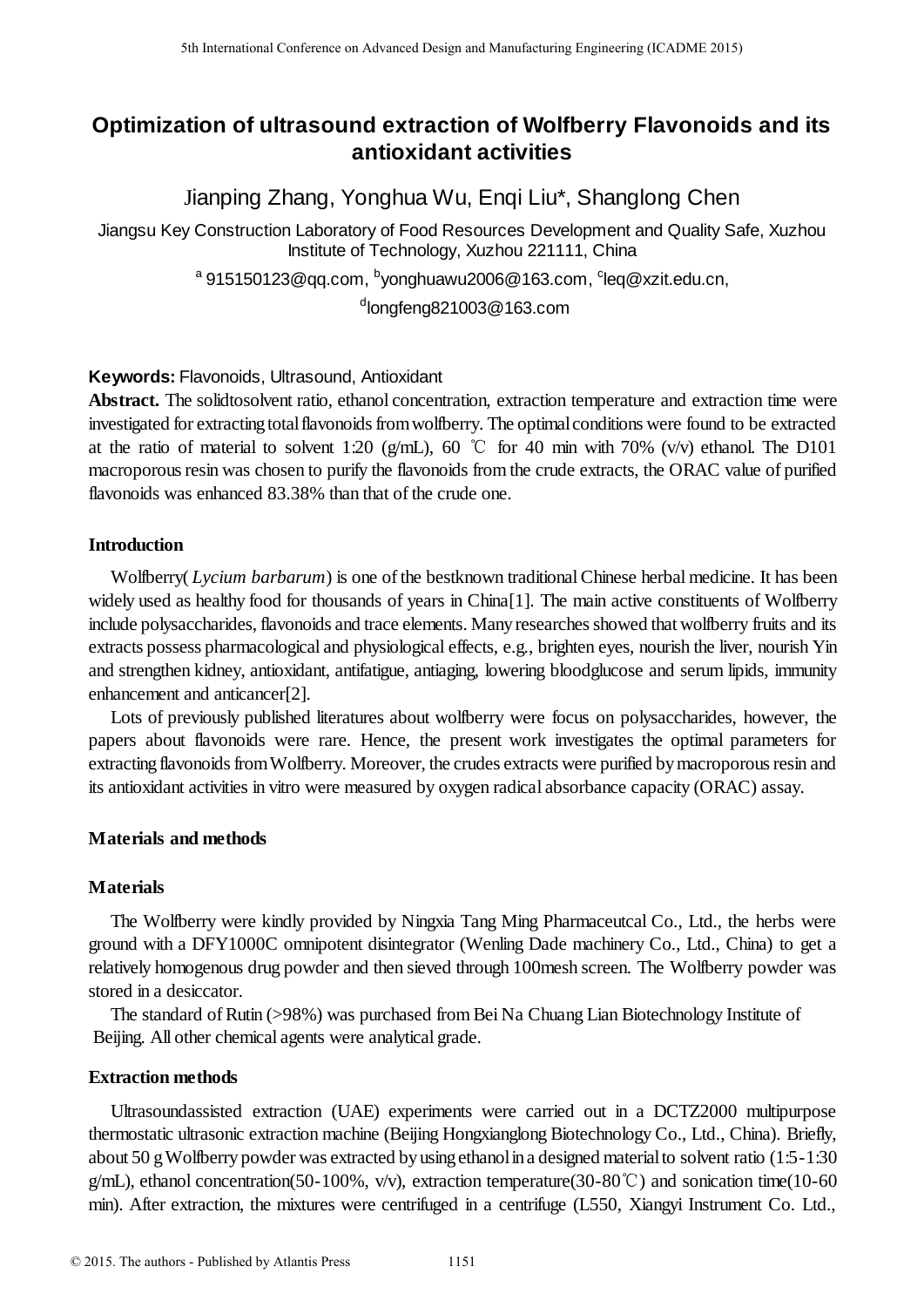# Optimization of ultrasound extraction of Wolfberry Flavonoids and its antioxidant activities

Jianping Zhang, Yonghua Wu, Enqi Liu*, Shanglong Chen

Jiangsu Key Construction Laboratory of Food Resources Development and Quality Safe, Xuzhou Institute of Technology, Xuzhou 221111, China

[a] 915150123@qq.com, [b]yonghuawu2006@163.com, [c]leq@xzit.edu.cn, [d]longfeng821003@163.com

**Keywords:** Flavonoids, Ultrasound, Antioxidant

**Abstract.** The solidtosolvent ratio, ethanol concentration, extraction temperature and extraction time were investigated for extracting total flavonoids from wolfberry. The optimal conditions were found to be extracted at the ratio of material to solvent 1:20 (g/mL), 60 ℃ for 40 min with 70% (v/v) ethanol. The D101 macroporous resin was chosen to purify the flavonoids from the crude extracts, the ORAC value of purified flavonoids was enhanced 83.38% than that of the crude one.

## Introduction

Wolfberry( *Lycium barbarum*) is one of the bestknown traditional Chinese herbal medicine. It has been widely used as healthy food for thousands of years in China[1]. The main active constituents of Wolfberry include polysaccharides, flavonoids and trace elements. Many researches showed that wolfberry fruits and its extracts possess pharmacological and physiological effects, e.g., brighten eyes, nourish the liver, nourish Yin and strengthen kidney, antioxidant, antifatigue, antiaging, lowering bloodglucose and serum lipids, immunity enhancement and anticancer[2].

Lots of previously published literatures about wolfberry were focus on polysaccharides, however, the papers about flavonoids were rare. Hence, the present work investigates the optimal parameters for extracting flavonoids from Wolfberry. Moreover, the crudes extracts were purified by macroporous resin and its antioxidant activities in vitro were measured by oxygen radical absorbance capacity (ORAC) assay.

## Materials and methods

### Materials

The Wolfberry were kindly provided by Ningxia Tang Ming Pharmaceutcal Co., Ltd., the herbs were ground with a DFY1000C omnipotent disintegrator (Wenling Dade machinery Co., Ltd., China) to get a relatively homogenous drug powder and then sieved through 100mesh screen. The Wolfberry powder was stored in a desiccator.

The standard of Rutin (>98%) was purchased from Bei Na Chuang Lian Biotechnology Institute of Beijing. All other chemical agents were analytical grade.

### Extraction methods

Ultrasoundassisted extraction (UAE) experiments were carried out in a DCTZ2000 multipurpose thermostatic ultrasonic extraction machine (Beijing Hongxianglong Biotechnology Co., Ltd., China). Briefly, about 50 g Wolfberry powder was extracted by using ethanol in a designed material to solvent ratio (1:5-1:30 g/mL), ethanol concentration(50-100%, v/v), extraction temperature(30-80℃) and sonication time(10-60 min). After extraction, the mixtures were centrifuged in a centrifuge (L550, Xiangyi Instrument Co. Ltd.,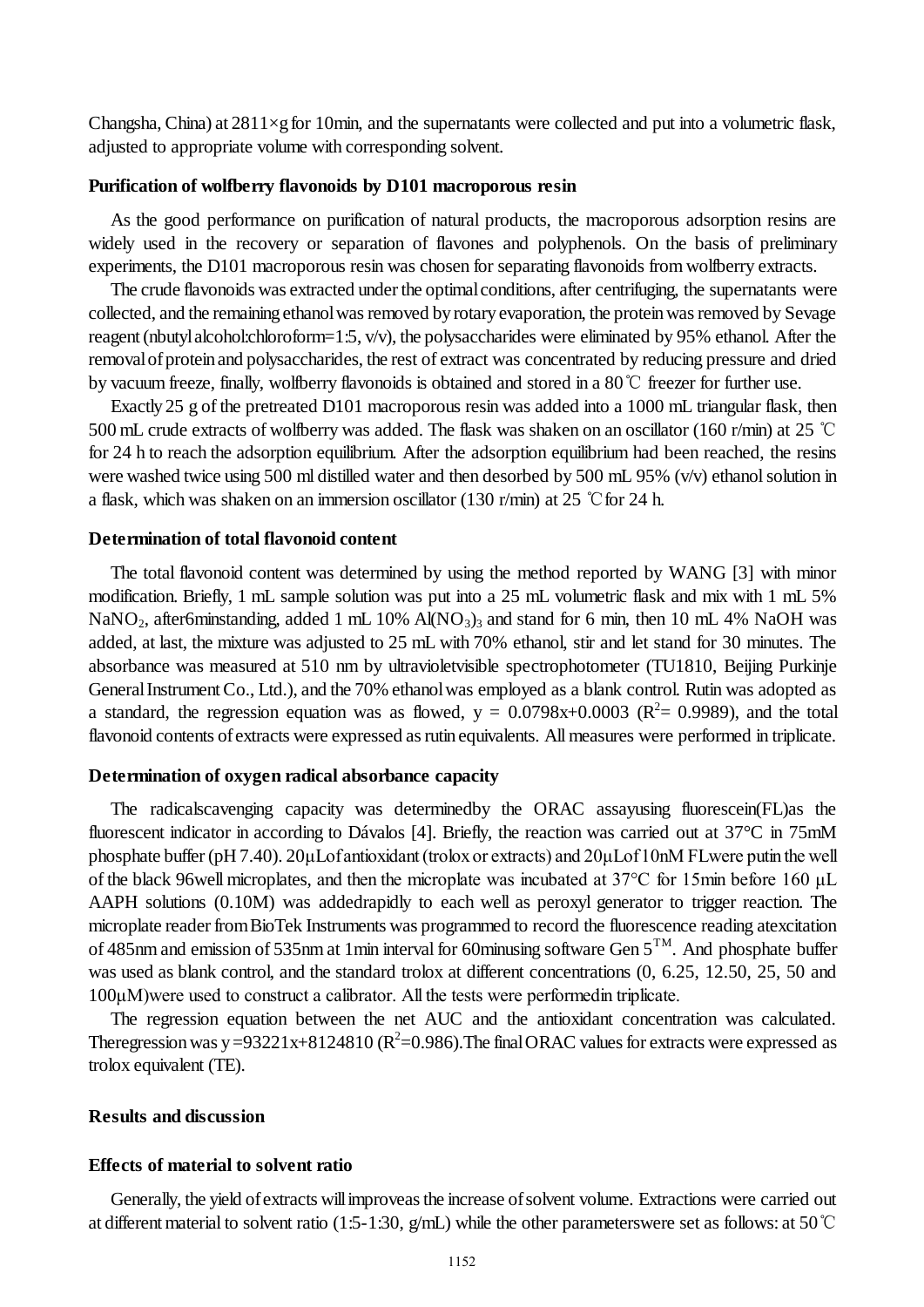Changsha, China) at 2811×g for 10min, and the supernatants were collected and put into a volumetric flask, adjusted to appropriate volume with corresponding solvent.

### Purification of wolfberry flavonoids by D101 macroporous resin

As the good performance on purification of natural products, the macroporous adsorption resins are widely used in the recovery or separation of flavones and polyphenols. On the basis of preliminary experiments, the D101 macroporous resin was chosen for separating flavonoids from wolfberry extracts.

The crude flavonoids was extracted under the optimal conditions, after centrifuging, the supernatants were collected, and the remaining ethanol was removed by rotary evaporation, the protein was removed by Sevage reagent (nbutyl alcohol:chloroform=1:5, v/v), the polysaccharides were eliminated by 95% ethanol. After the removal of protein and polysaccharides, the rest of extract was concentrated by reducing pressure and dried by vacuum freeze, finally, wolfberry flavonoids is obtained and stored in a 80℃ freezer for further use.

Exactly 25 g of the pretreated D101 macroporous resin was added into a 1000 mL triangular flask, then 500 mL crude extracts of wolfberry was added. The flask was shaken on an oscillator (160 r/min) at 25 ℃ for 24 h to reach the adsorption equilibrium. After the adsorption equilibrium had been reached, the resins were washed twice using 500 ml distilled water and then desorbed by 500 mL 95% (v/v) ethanol solution in a flask, which was shaken on an immersion oscillator (130 r/min) at 25 ℃ for 24 h.

### Determination of total flavonoid content

The total flavonoid content was determined by using the method reported by WANG [3] with minor modification. Briefly, 1 mL sample solution was put into a 25 mL volumetric flask and mix with 1 mL 5% $NaNO_2$, after6minstanding, added 1 mL 10% $Al(NO_3)_3$ and stand for 6 min, then 10 mL 4% NaOH was added, at last, the mixture was adjusted to 25 mL with 70% ethanol, stir and let stand for 30 minutes. The absorbance was measured at 510 nm by ultravioletvisible spectrophotometer (TU1810, Beijing Purkinje General Instrument Co., Ltd.), and the 70% ethanol was employed as a blank control. Rutin was adopted as a standard, the regression equation was as flowed, $y = 0.0798x+0.0003$ ($R^2= 0.9989$), and the total flavonoid contents of extracts were expressed as rutin equivalents. All measures were performed in triplicate.

### Determination of oxygen radical absorbance capacity

The radicalscavenging capacity was determinedby the ORAC assayusing fluorescein(FL)as the fluorescent indicator in according to Dávalos [4]. Briefly, the reaction was carried out at 37°C in 75mM phosphate buffer (pH 7.40). 20μLof antioxidant (trolox or extracts) and 20μLof 10nM FLwere putin the well of the black 96well microplates, and then the microplate was incubated at 37°C for 15min before 160 μL AAPH solutions (0.10M) was addedrapidly to each well as peroxyl generator to trigger reaction. The microplate reader from BioTek Instruments was programmed to record the fluorescence reading atexcitation of 485nm and emission of 535nm at 1min interval for 60minusing software Gen $5^{TM}$. And phosphate buffer was used as blank control, and the standard trolox at different concentrations (0, 6.25, 12.50, 25, 50 and 100μM)were used to construct a calibrator. All the tests were performedin triplicate.

The regression equation between the net AUC and the antioxidant concentration was calculated. Theregression was $y = 93221x+8124810$ ($R^2=0.986$).The final ORAC values for extracts were expressed as trolox equivalent (TE).

## Results and discussion

### Effects of material to solvent ratio

Generally, the yield of extracts will improveas the increase of solvent volume. Extractions were carried out at different material to solvent ratio (1:5-1:30, g/mL) while the other parameterswere set as follows: at 50℃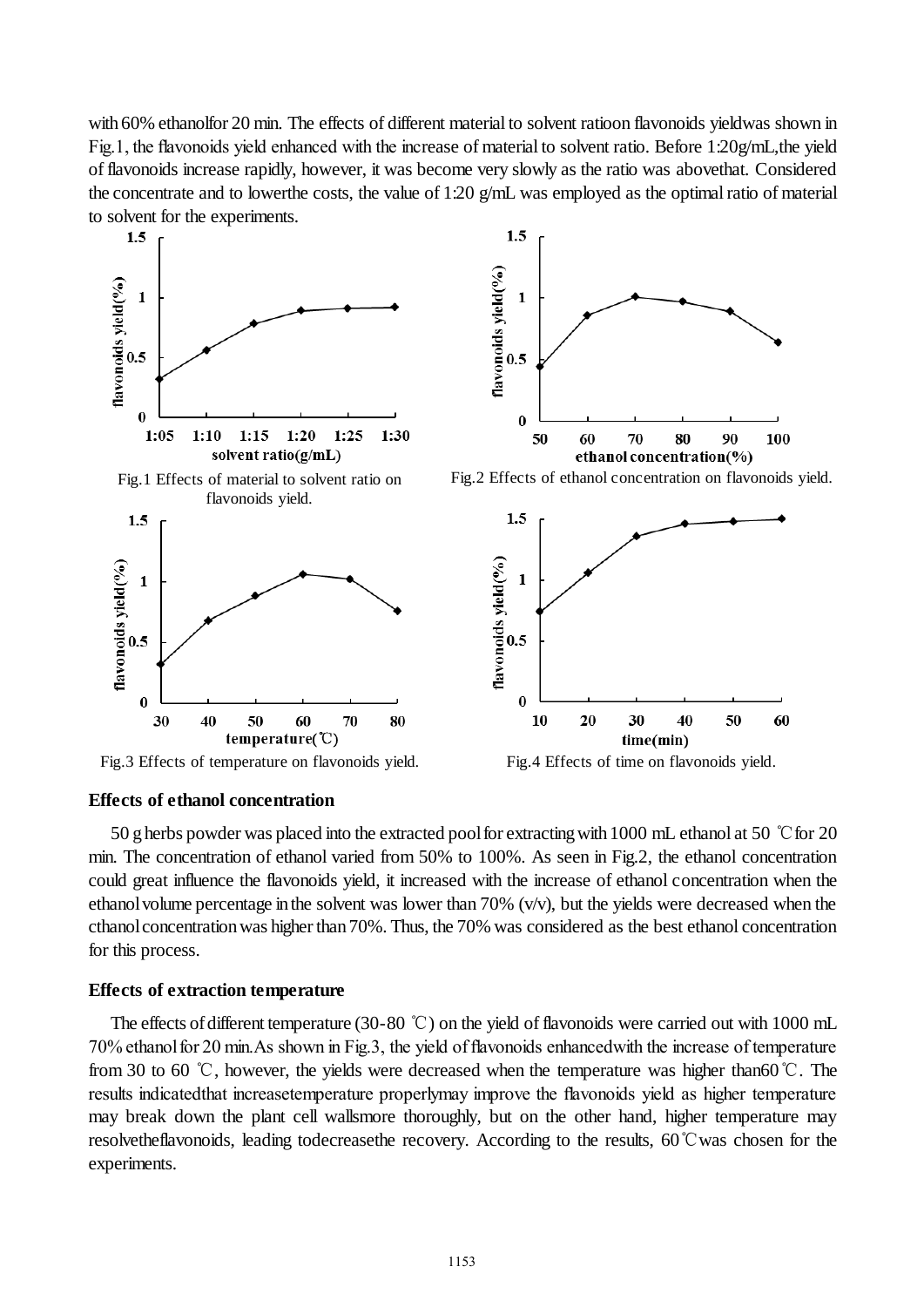with 60% ethanolfor 20 min. The effects of different material to solvent ratioon flavonoids yieldwas shown in Fig.1, the flavonoids yield enhanced with the increase of material to solvent ratio. Before 1:20g/mL,the yield of flavonoids increase rapidly, however, it was become very slowly as the ratio was abovethat. Considered the concentrate and to lowerthe costs, the value of 1:20 g/mL was employed as the optimal ratio of material to solvent for the experiments.

1.5
1
0.5
0
flavonoids yield(%)
1:05 1:10 1:15 1:20 1:25 1:30
solvent ratio(g/mL)

Fig.1 Effects of material to solvent ratio on flavonoids yield.

1.5
1
0.5
0
flavonoids yield(%)
50 60 70 80 90 100
ethanol concentration(%)

Fig.2 Effects of ethanol concentration on flavonoids yield.

1.5
1
0.5
0
flavonoids yield(%)
30 40 50 60 70 80
temperature(℃)

Fig.3 Effects of temperature on flavonoids yield.

1.5
1
0.5
0
flavonoids yield(%)
10 20 30 40 50 60
time(min)

Fig.4 Effects of time on flavonoids yield.

### Effects of ethanol concentration

50 g herbs powder was placed into the extracted pool for extracting with 1000 mL ethanol at 50 ℃for 20 min. The concentration of ethanol varied from 50% to 100%. As seen in Fig.2, the ethanol concentration could great influence the flavonoids yield, it increased with the increase of ethanol concentration when the ethanol volume percentage in the solvent was lower than 70% (v/v), but the yields were decreased when the cthanol concentration was higher than 70%. Thus, the 70% was considered as the best ethanol concentration for this process.

### Effects of extraction temperature

The effects of different temperature (30-80 ℃) on the yield of flavonoids were carried out with 1000 mL 70% ethanol for 20 min.As shown in Fig.3, the yield of flavonoids enhancedwith the increase of temperature from 30 to 60 ℃, however, the yields were decreased when the temperature was higher than60℃. The results indicatedthat increasetemperature properlymay improve the flavonoids yield as higher temperature may break down the plant cell wallsmore thoroughly, but on the other hand, higher temperature may resolvetheflavonoids, leading todecreasethe recovery. According to the results, 60℃was chosen for the experiments.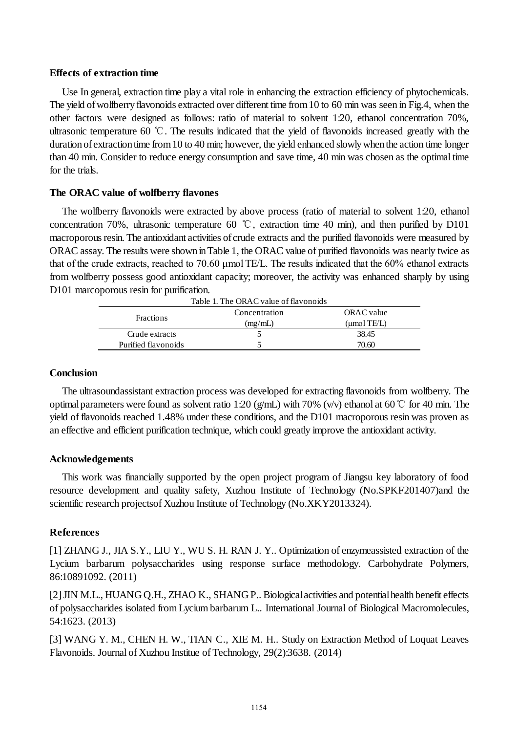### Effects of extraction time

Use In general, extraction time play a vital role in enhancing the extraction efficiency of phytochemicals. The yield of wolfberry flavonoids extracted over different time from 10 to 60 min was seen in Fig.4, when the other factors were designed as follows: ratio of material to solvent 1:20, ethanol concentration 70%, ultrasonic temperature 60 ℃. The results indicated that the yield of flavonoids increased greatly with the duration of extraction time from 10 to 40 min; however, the yield enhanced slowly when the action time longer than 40 min. Consider to reduce energy consumption and save time, 40 min was chosen as the optimal time for the trials.

### The ORAC value of wolfberry flavones

The wolfberry flavonoids were extracted by above process (ratio of material to solvent 1:20, ethanol concentration 70%, ultrasonic temperature 60 ℃, extraction time 40 min), and then purified by D101 macroporous resin. The antioxidant activities of crude extracts and the purified flavonoids were measured by ORAC assay. The results were shown in Table 1, the ORAC value of purified flavonoids was nearly twice as that of the crude extracts, reached to 70.60 μmol TE/L. The results indicated that the 60% ethanol extracts from wolfberry possess good antioxidant capacity; moreover, the activity was enhanced sharply by using D101 marcoporous resin for purification.

Table 1. The ORAC value of flavonoids

| Fractions | Concentration (mg/mL) | ORAC value (μmol TE/L) |
|---|---|---|
| Crude extracts | 5 | 38.45 |
| Purified flavonoids | 5 | 70.60 |

### Conclusion

The ultrasoundassistant extraction process was developed for extracting flavonoids from wolfberry. The optimal parameters were found as solvent ratio 1:20 (g/mL) with 70% (v/v) ethanol at 60℃ for 40 min. The yield of flavonoids reached 1.48% under these conditions, and the D101 macroporous resin was proven as an effective and efficient purification technique, which could greatly improve the antioxidant activity.

### Acknowledgements

This work was financially supported by the open project program of Jiangsu key laboratory of food resource development and quality safety, Xuzhou Institute of Technology (No.SPKF201407)and the scientific research projectsof Xuzhou Institute of Technology (No.XKY2013324).

### References

[1] ZHANG J., JIA S.Y., LIU Y., WU S. H. RAN J. Y.. Optimization of enzymeassisted extraction of the Lycium barbarum polysaccharides using response surface methodology. Carbohydrate Polymers, 86:10891092. (2011)

[2] JIN M.L., HUANG Q.H., ZHAO K., SHANG P.. Biological activities and potential health benefit effects of polysaccharides isolated from Lycium barbarum L.. International Journal of Biological Macromolecules, 54:1623. (2013)

[3] WANG Y. M., CHEN H. W., TIAN C., XIE M. H.. Study on Extraction Method of Loquat Leaves Flavonoids. Journal of Xuzhou Institue of Technology, 29(2):3638. (2014)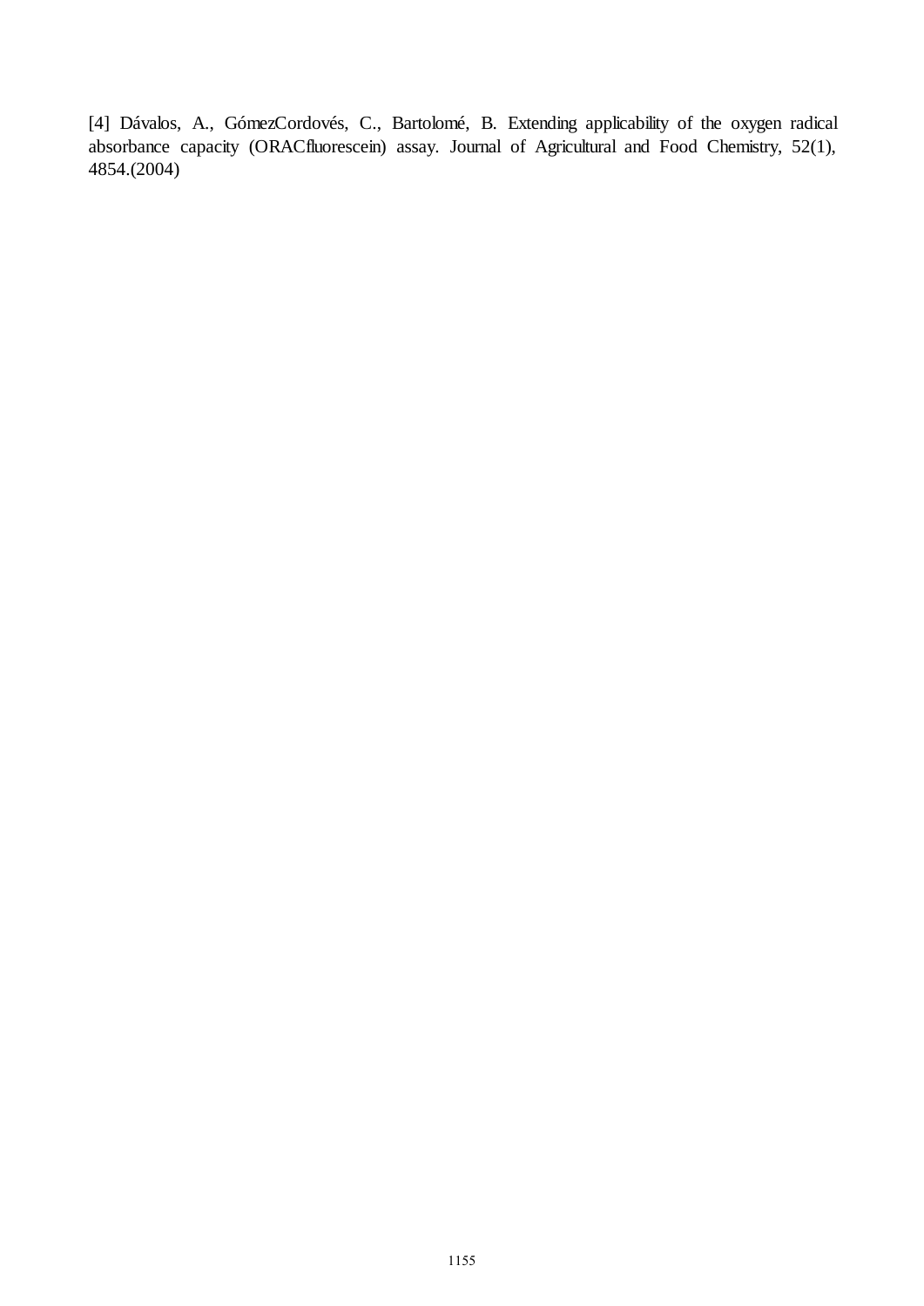[4] Dávalos, A., GómezCordovés, C., Bartolomé, B. Extending applicability of the oxygen radical absorbance capacity (ORACfluorescein) assay. Journal of Agricultural and Food Chemistry, 52(1), 4854.(2004)